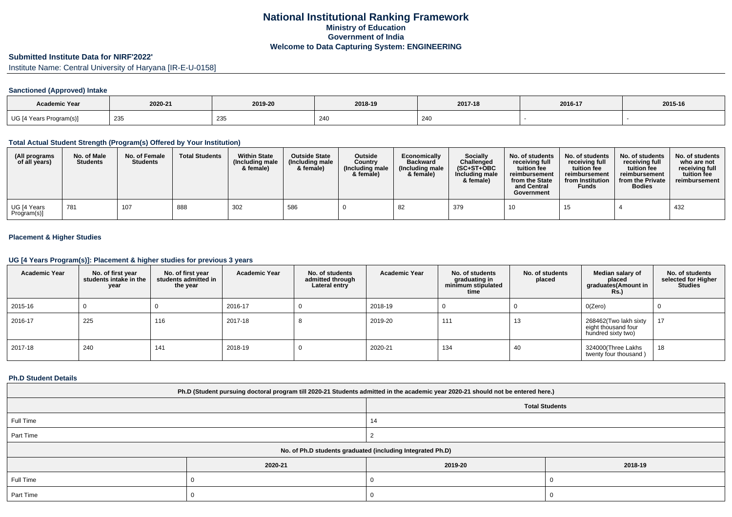# National Institutional Ranking Framework

## Ministry of Education

## Government of India

## Welcome to Data Capturing System: ENGINEERING

## Submitted Institute Data for NIRF'2022'

Institute Name: Central University of Haryana [IR-E-U-0158]

### Sanctioned (Approved) Intake

| Academic Year | 2020-21 | 2019-20 | 2018-19 | 2017-18 | 2016-17 | 2015-16 |
|---|---|---|---|---|---|---|
| UG [4 Years Program(s)] | 235 | 235 | 240 | 240 | - | - |

### Total Actual Student Strength (Program(s) Offered by Your Institution)

| (All programs of all years) | No. of Male Students | No. of Female Students | Total Students | Within State (Including male & female) | Outside State (Including male & female) | Outside Country (Including male & female) | Economically Backward (Including male & female) | Socially Challenged (SC+ST+OBC Including male & female) | No. of students receiving full tuition fee reimbursement from the State and Central Government | No. of students receiving full tuition fee reimbursement from Institution Funds | No. of students receiving full tuition fee reimbursement from the Private Bodies | No. of students who are not receiving full tuition fee reimbursement |
|---|---|---|---|---|---|---|---|---|---|---|---|---|
| UG [4 Years Program(s)] | 781 | 107 | 888 | 302 | 586 | 0 | 82 | 379 | 10 | 15 | 4 | 432 |

### Placement & Higher Studies

### UG [4 Years Program(s)]: Placement & higher studies for previous 3 years

| Academic Year | No. of first year students intake in the year | No. of first year students admitted in the year | Academic Year | No. of students admitted through Lateral entry | Academic Year | No. of students graduating in minimum stipulated time | No. of students placed | Median salary of placed graduates(Amount in Rs.) | No. of students selected for Higher Studies |
|---|---|---|---|---|---|---|---|---|---|
| 2015-16 | 0 | 0 | 2016-17 | 0 | 2018-19 | 0 | 0 | 0(Zero) | 0 |
| 2016-17 | 225 | 116 | 2017-18 | 8 | 2019-20 | 111 | 13 | 268462(Two lakh sixty eight thousand four hundred sixty two) | 17 |
| 2017-18 | 240 | 141 | 2018-19 | 0 | 2020-21 | 134 | 40 | 324000(Three Lakhs twenty four thousand ) | 18 |

### Ph.D Student Details

| Ph.D (Student pursuing doctoral program till 2020-21 Students admitted in the academic year 2020-21 should not be entered here.) | | |
|---|---|---|
| | Total Students | |
| Full Time | 14 | |
| Part Time | 2 | |
| No. of Ph.D students graduated (including Integrated Ph.D) | | |
| | 2020-21 | 2019-20 | 2018-19 |
| Full Time | 0 | 0 | 0 |
| Part Time | 0 | 0 | 0 |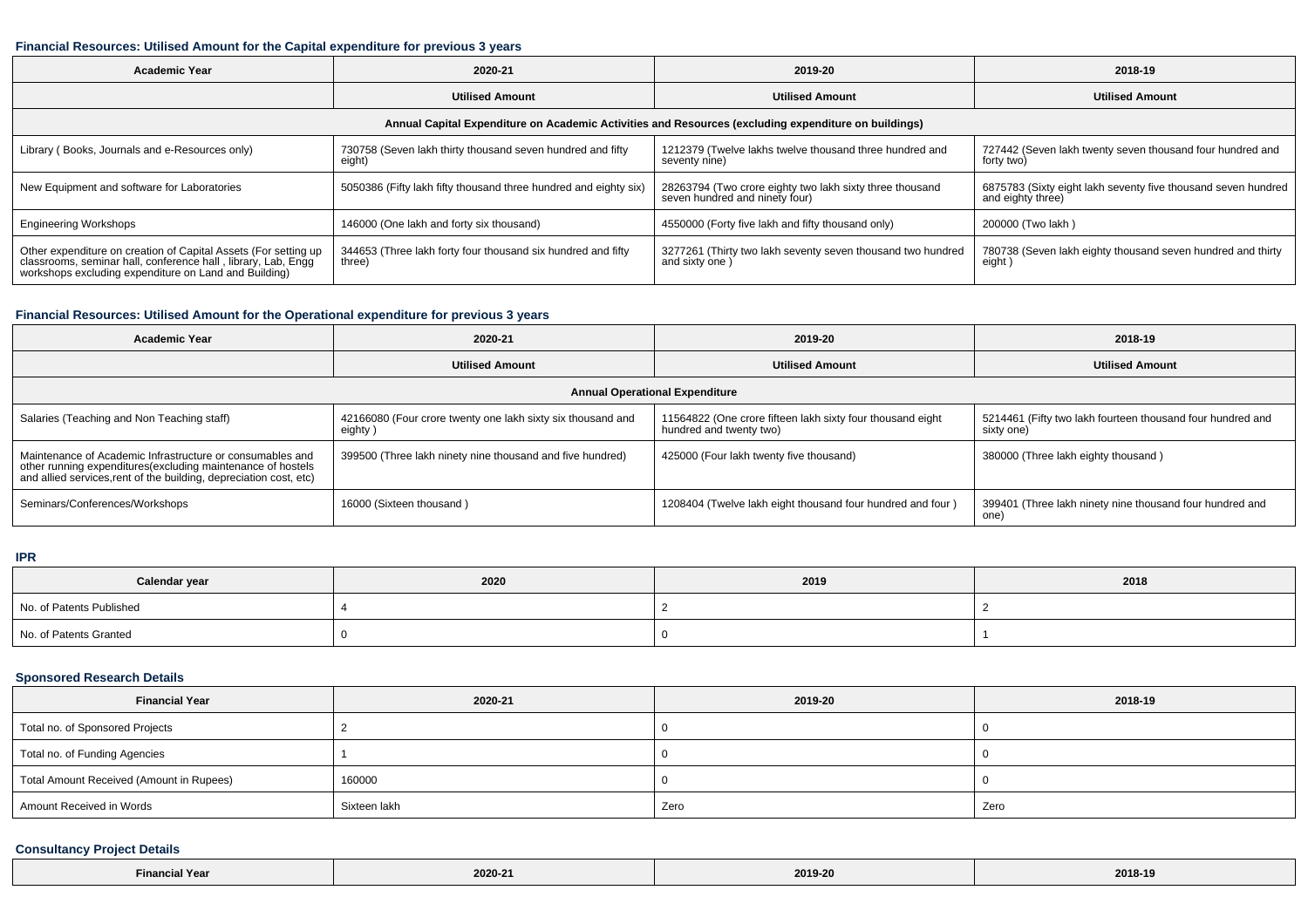### Financial Resources: Utilised Amount for the Capital expenditure for previous 3 years

| Academic Year | 2020-21 | 2019-20 | 2018-19 |
|---|---|---|---|
| | Utilised Amount | Utilised Amount | Utilised Amount |
| Annual Capital Expenditure on Academic Activities and Resources (excluding expenditure on buildings) | | | |
| Library ( Books, Journals and e-Resources only) | 730758 (Seven lakh thirty thousand seven hundred and fifty eight) | 1212379 (Twelve lakhs twelve thousand three hundred and seventy nine) | 727442 (Seven lakh twenty seven thousand four hundred and forty two) |
| New Equipment and software for Laboratories | 5050386 (Fifty lakh fifty thousand three hundred and eighty six) | 28263794 (Two crore eighty two lakh sixty three thousand seven hundred and ninety four) | 6875783 (Sixty eight lakh seventy five thousand seven hundred and eighty three) |
| Engineering Workshops | 146000 (One lakh and forty six thousand) | 4550000 (Forty five lakh and fifty thousand only) | 200000 (Two lakh ) |
| Other expenditure on creation of Capital Assets (For setting up classrooms, seminar hall, conference hall , library, Lab, Engg workshops excluding expenditure on Land and Building) | 344653 (Three lakh forty four thousand six hundred and fifty three) | 3277261 (Thirty two lakh seventy seven thousand two hundred and sixty one ) | 780738 (Seven lakh eighty thousand seven hundred and thirty eight ) |

### Financial Resources: Utilised Amount for the Operational expenditure for previous 3 years

| Academic Year | 2020-21 | 2019-20 | 2018-19 |
|---|---|---|---|
| | Utilised Amount | Utilised Amount | Utilised Amount |
| Annual Operational Expenditure | | | |
| Salaries (Teaching and Non Teaching staff) | 42166080 (Four crore twenty one lakh sixty six thousand and eighty ) | 11564822 (One crore fifteen lakh sixty four thousand eight hundred and twenty two) | 5214461 (Fifty two lakh fourteen thousand four hundred and sixty one) |
| Maintenance of Academic Infrastructure or consumables and other running expenditures(excluding maintenance of hostels and allied services,rent of the building, depreciation cost, etc) | 399500 (Three lakh ninety nine thousand and five hundred) | 425000 (Four lakh twenty five thousand) | 380000 (Three lakh eighty thousand ) |
| Seminars/Conferences/Workshops | 16000 (Sixteen thousand ) | 1208404 (Twelve lakh eight thousand four hundred and four ) | 399401 (Three lakh ninety nine thousand four hundred and one) |

### IPR

| Calendar year | 2020 | 2019 | 2018 |
|---|---|---|---|
| No. of Patents Published | 4 | 2 | 2 |
| No. of Patents Granted | 0 | 0 | 1 |

### Sponsored Research Details

| Financial Year | 2020-21 | 2019-20 | 2018-19 |
|---|---|---|---|
| Total no. of Sponsored Projects | 2 | 0 | 0 |
| Total no. of Funding Agencies | 1 | 0 | 0 |
| Total Amount Received (Amount in Rupees) | 160000 | 0 | 0 |
| Amount Received in Words | Sixteen lakh | Zero | Zero |

### Consultancy Project Details

| Financial Year | 2020-21 | 2019-20 | 2018-19 |
|---|---|---|---|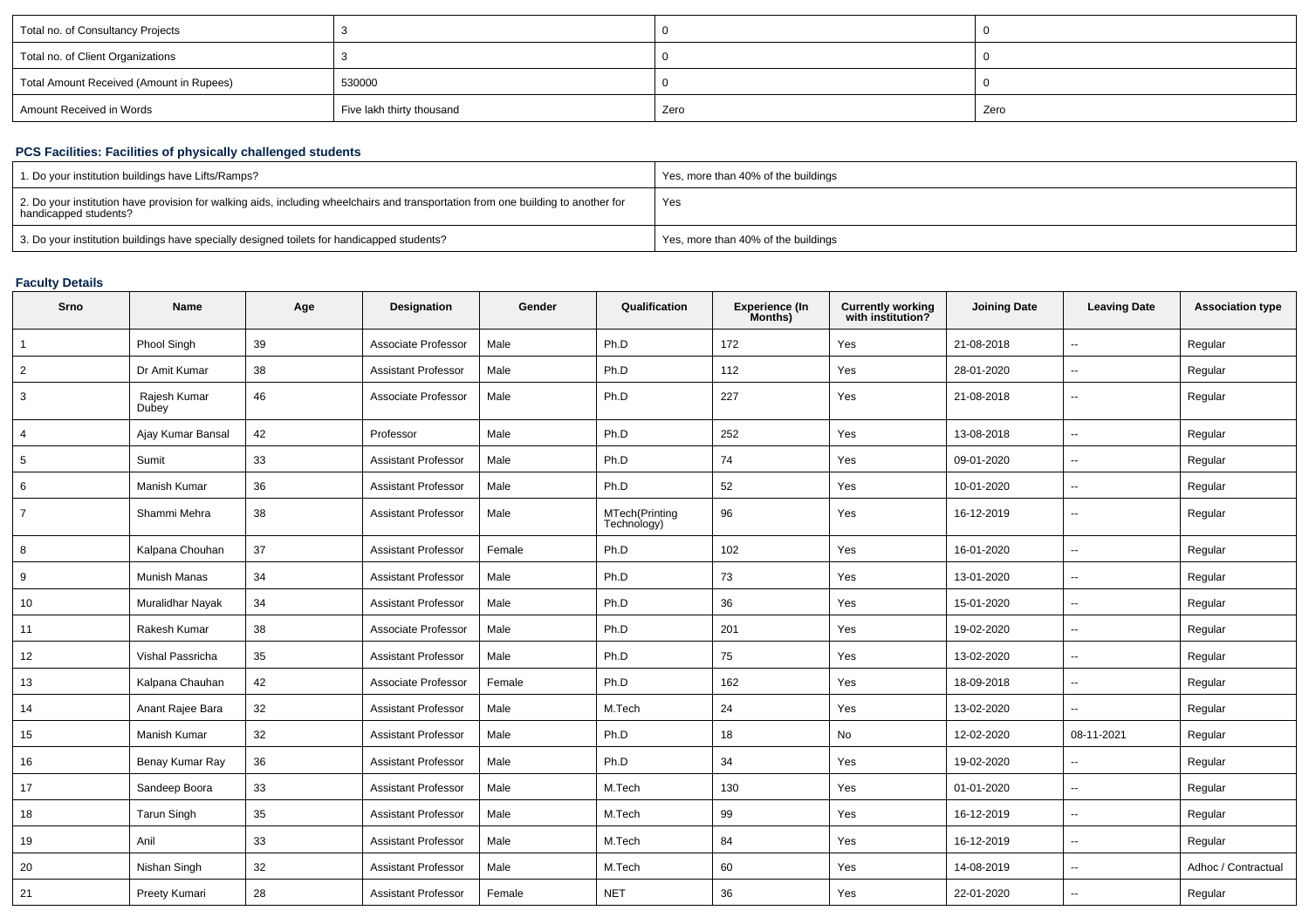| Total no. of Consultancy Projects | 3 | 0 | 0 |
|---|---|---|---|
| Total no. of Client Organizations | 3 | 0 | 0 |
| Total Amount Received (Amount in Rupees) | 530000 | 0 | 0 |
| Amount Received in Words | Five lakh thirty thousand | Zero | Zero |

### PCS Facilities: Facilities of physically challenged students

| 1. Do your institution buildings have Lifts/Ramps? | Yes, more than 40% of the buildings |
|---|---|
| 2. Do your institution have provision for walking aids, including wheelchairs and transportation from one building to another for handicapped students? | Yes |
| 3. Do your institution buildings have specially designed toilets for handicapped students? | Yes, more than 40% of the buildings |

### Faculty Details

| Srno | Name | Age | Designation | Gender | Qualification | Experience (In Months) | Currently working with institution? | Joining Date | Leaving Date | Association type |
|---|---|---|---|---|---|---|---|---|---|---|
| 1 | Phool Singh | 39 | Associate Professor | Male | Ph.D | 172 | Yes | 21-08-2018 | -- | Regular |
| 2 | Dr Amit Kumar | 38 | Assistant Professor | Male | Ph.D | 112 | Yes | 28-01-2020 | -- | Regular |
| 3 | Rajesh Kumar Dubey | 46 | Associate Professor | Male | Ph.D | 227 | Yes | 21-08-2018 | -- | Regular |
| 4 | Ajay Kumar Bansal | 42 | Professor | Male | Ph.D | 252 | Yes | 13-08-2018 | -- | Regular |
| 5 | Sumit | 33 | Assistant Professor | Male | Ph.D | 74 | Yes | 09-01-2020 | -- | Regular |
| 6 | Manish Kumar | 36 | Assistant Professor | Male | Ph.D | 52 | Yes | 10-01-2020 | -- | Regular |
| 7 | Shammi Mehra | 38 | Assistant Professor | Male | MTech(Printing Technology) | 96 | Yes | 16-12-2019 | -- | Regular |
| 8 | Kalpana Chouhan | 37 | Assistant Professor | Female | Ph.D | 102 | Yes | 16-01-2020 | -- | Regular |
| 9 | Munish Manas | 34 | Assistant Professor | Male | Ph.D | 73 | Yes | 13-01-2020 | -- | Regular |
| 10 | Muralidhar Nayak | 34 | Assistant Professor | Male | Ph.D | 36 | Yes | 15-01-2020 | -- | Regular |
| 11 | Rakesh Kumar | 38 | Associate Professor | Male | Ph.D | 201 | Yes | 19-02-2020 | -- | Regular |
| 12 | Vishal Passricha | 35 | Assistant Professor | Male | Ph.D | 75 | Yes | 13-02-2020 | -- | Regular |
| 13 | Kalpana Chauhan | 42 | Associate Professor | Female | Ph.D | 162 | Yes | 18-09-2018 | -- | Regular |
| 14 | Anant Rajee Bara | 32 | Assistant Professor | Male | M.Tech | 24 | Yes | 13-02-2020 | -- | Regular |
| 15 | Manish Kumar | 32 | Assistant Professor | Male | Ph.D | 18 | No | 12-02-2020 | 08-11-2021 | Regular |
| 16 | Benay Kumar Ray | 36 | Assistant Professor | Male | Ph.D | 34 | Yes | 19-02-2020 | -- | Regular |
| 17 | Sandeep Boora | 33 | Assistant Professor | Male | M.Tech | 130 | Yes | 01-01-2020 | -- | Regular |
| 18 | Tarun Singh | 35 | Assistant Professor | Male | M.Tech | 99 | Yes | 16-12-2019 | -- | Regular |
| 19 | Anil | 33 | Assistant Professor | Male | M.Tech | 84 | Yes | 16-12-2019 | -- | Regular |
| 20 | Nishan Singh | 32 | Assistant Professor | Male | M.Tech | 60 | Yes | 14-08-2019 | -- | Adhoc / Contractual |
| 21 | Preety Kumari | 28 | Assistant Professor | Female | NET | 36 | Yes | 22-01-2020 | -- | Regular |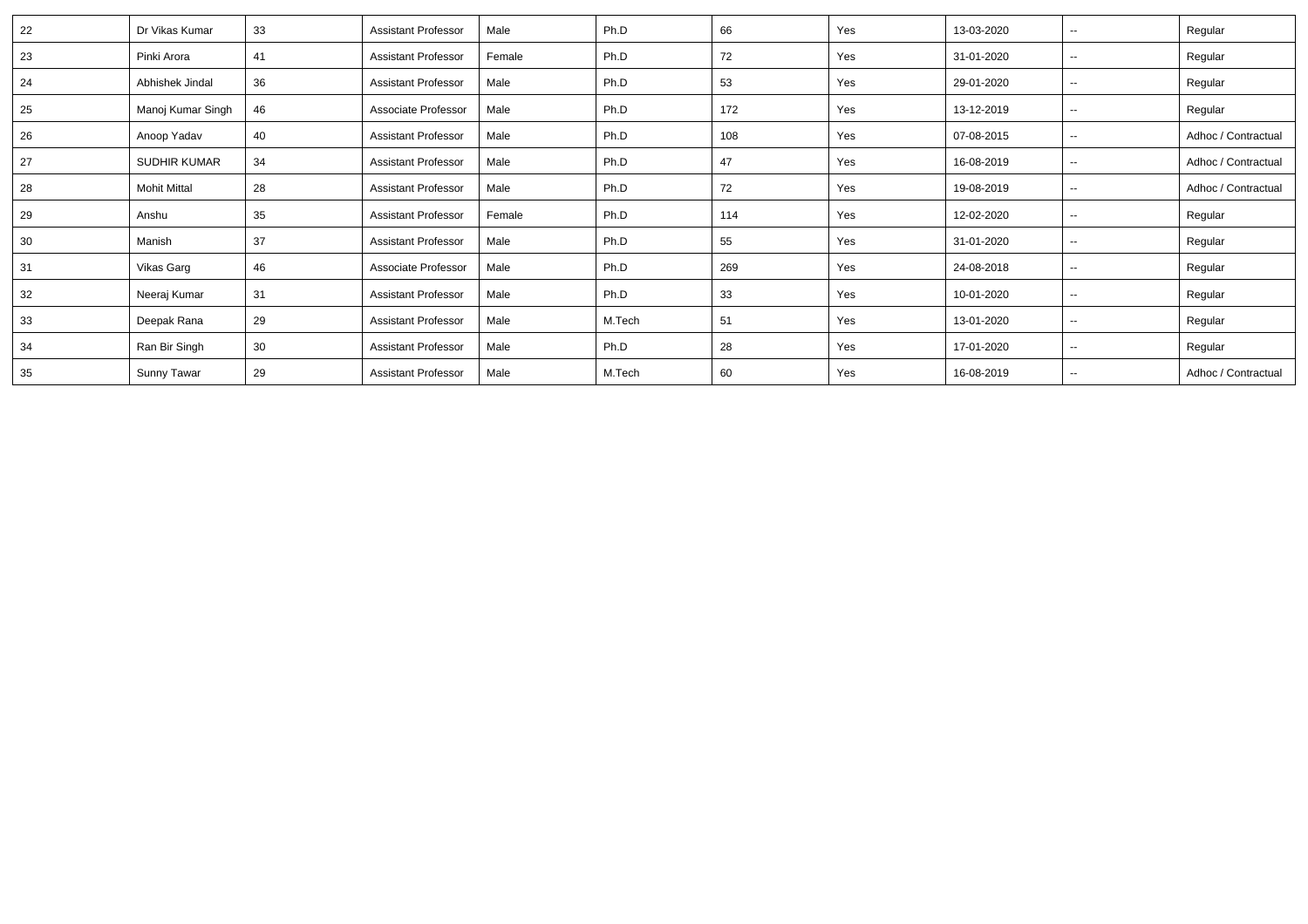| | | | | | | | | | | |
|---|---|---|---|---|---|---|---|---|---|---|
| 22 | Dr Vikas Kumar | 33 | Assistant Professor | Male | Ph.D | 66 | Yes | 13-03-2020 | -- | Regular |
| 23 | Pinki Arora | 41 | Assistant Professor | Female | Ph.D | 72 | Yes | 31-01-2020 | -- | Regular |
| 24 | Abhishek Jindal | 36 | Assistant Professor | Male | Ph.D | 53 | Yes | 29-01-2020 | -- | Regular |
| 25 | Manoj Kumar Singh | 46 | Associate Professor | Male | Ph.D | 172 | Yes | 13-12-2019 | -- | Regular |
| 26 | Anoop Yadav | 40 | Assistant Professor | Male | Ph.D | 108 | Yes | 07-08-2015 | -- | Adhoc / Contractual |
| 27 | SUDHIR KUMAR | 34 | Assistant Professor | Male | Ph.D | 47 | Yes | 16-08-2019 | -- | Adhoc / Contractual |
| 28 | Mohit Mittal | 28 | Assistant Professor | Male | Ph.D | 72 | Yes | 19-08-2019 | -- | Adhoc / Contractual |
| 29 | Anshu | 35 | Assistant Professor | Female | Ph.D | 114 | Yes | 12-02-2020 | -- | Regular |
| 30 | Manish | 37 | Assistant Professor | Male | Ph.D | 55 | Yes | 31-01-2020 | -- | Regular |
| 31 | Vikas Garg | 46 | Associate Professor | Male | Ph.D | 269 | Yes | 24-08-2018 | -- | Regular |
| 32 | Neeraj Kumar | 31 | Assistant Professor | Male | Ph.D | 33 | Yes | 10-01-2020 | -- | Regular |
| 33 | Deepak Rana | 29 | Assistant Professor | Male | M.Tech | 51 | Yes | 13-01-2020 | -- | Regular |
| 34 | Ran Bir Singh | 30 | Assistant Professor | Male | Ph.D | 28 | Yes | 17-01-2020 | -- | Regular |
| 35 | Sunny Tawar | 29 | Assistant Professor | Male | M.Tech | 60 | Yes | 16-08-2019 | -- | Adhoc / Contractual |